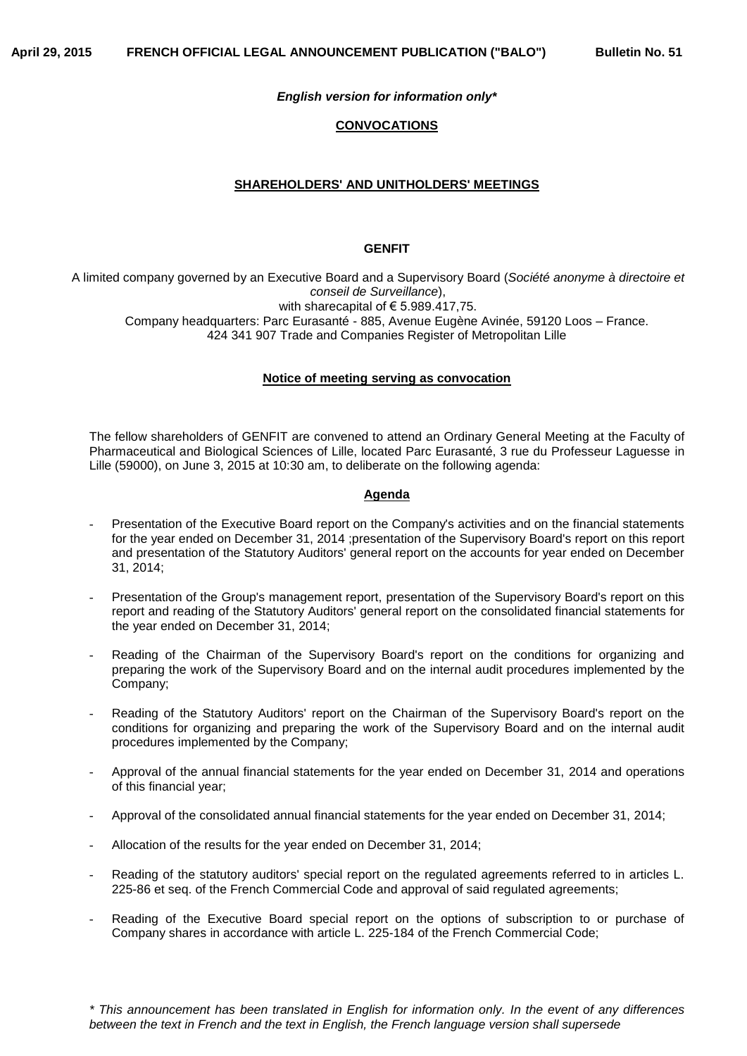*English version for information only**

**CONVOCATIONS**

**SHAREHOLDERS' AND UNITHOLDERS' MEETINGS**

**GENFIT**

A limited company governed by an Executive Board and a Supervisory Board (*Société anonyme à directoire et conseil de Surveillance*),
with sharecapital of € 5.989.417,75.
Company headquarters: Parc Eurasanté - 885, Avenue Eugène Avinée, 59120 Loos – France.
424 341 907 Trade and Companies Register of Metropolitan Lille

**Notice of meeting serving as convocation**

The fellow shareholders of GENFIT are convened to attend an Ordinary General Meeting at the Faculty of Pharmaceutical and Biological Sciences of Lille, located Parc Eurasanté, 3 rue du Professeur Laguesse in Lille (59000), on June 3, 2015 at 10:30 am, to deliberate on the following agenda:

**Agenda**

- Presentation of the Executive Board report on the Company's activities and on the financial statements for the year ended on December 31, 2014 ;presentation of the Supervisory Board's report on this report and presentation of the Statutory Auditors' general report on the accounts for year ended on December 31, 2014;

- Presentation of the Group's management report, presentation of the Supervisory Board's report on this report and reading of the Statutory Auditors' general report on the consolidated financial statements for the year ended on December 31, 2014;

- Reading of the Chairman of the Supervisory Board's report on the conditions for organizing and preparing the work of the Supervisory Board and on the internal audit procedures implemented by the Company;

- Reading of the Statutory Auditors' report on the Chairman of the Supervisory Board's report on the conditions for organizing and preparing the work of the Supervisory Board and on the internal audit procedures implemented by the Company;

- Approval of the annual financial statements for the year ended on December 31, 2014 and operations of this financial year;

- Approval of the consolidated annual financial statements for the year ended on December 31, 2014;

- Allocation of the results for the year ended on December 31, 2014;

- Reading of the statutory auditors' special report on the regulated agreements referred to in articles L. 225-86 et seq. of the French Commercial Code and approval of said regulated agreements;

- Reading of the Executive Board special report on the options of subscription to or purchase of Company shares in accordance with article L. 225-184 of the French Commercial Code;

*\* This announcement has been translated in English for information only. In the event of any differences between the text in French and the text in English, the French language version shall supersede*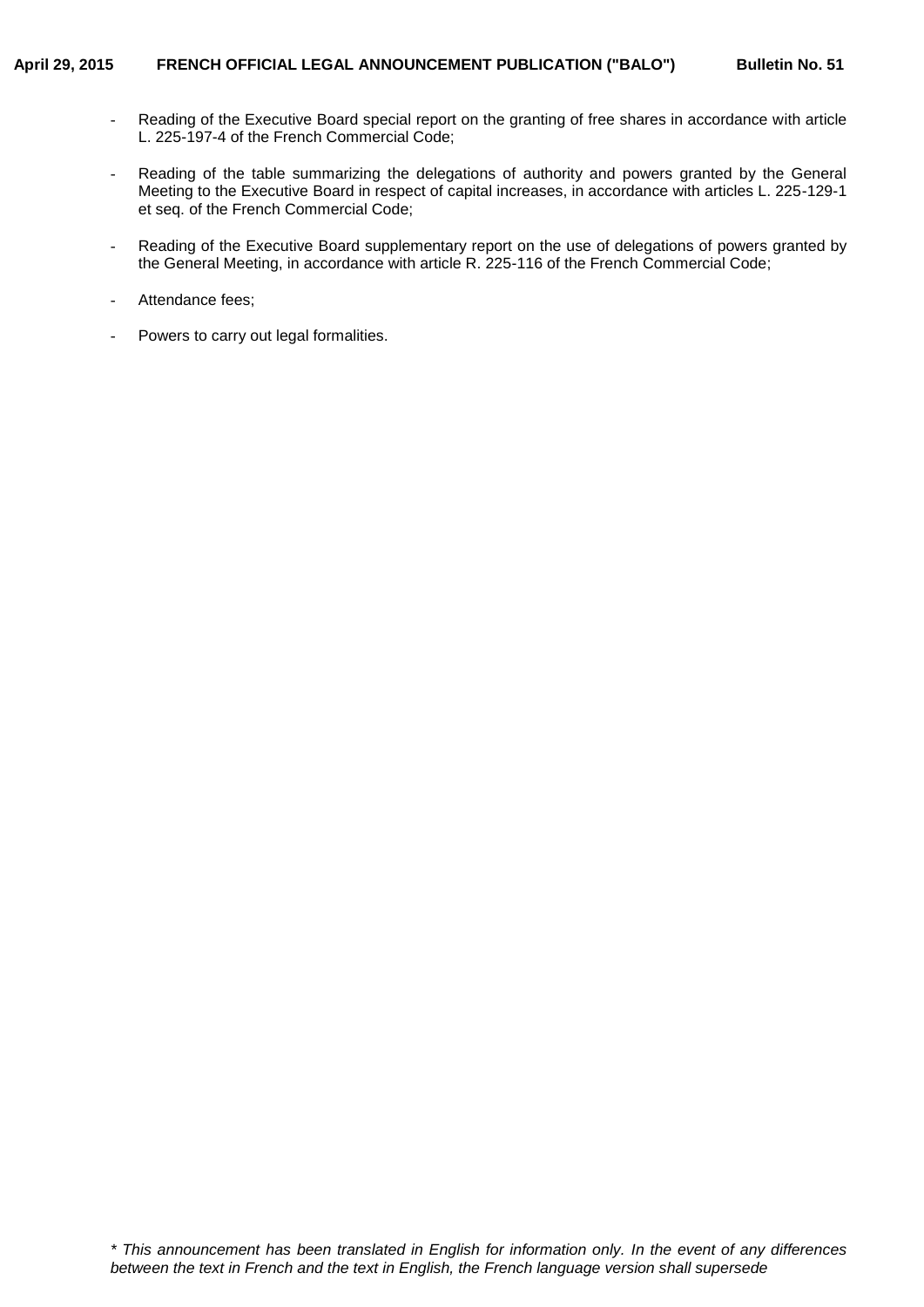- Reading of the Executive Board special report on the granting of free shares in accordance with article L. 225-197-4 of the French Commercial Code;

- Reading of the table summarizing the delegations of authority and powers granted by the General Meeting to the Executive Board in respect of capital increases, in accordance with articles L. 225-129-1 et seq. of the French Commercial Code;

- Reading of the Executive Board supplementary report on the use of delegations of powers granted by the General Meeting, in accordance with article R. 225-116 of the French Commercial Code;

- Attendance fees;

- Powers to carry out legal formalities.

*\* This announcement has been translated in English for information only. In the event of any differences between the text in French and the text in English, the French language version shall supersede*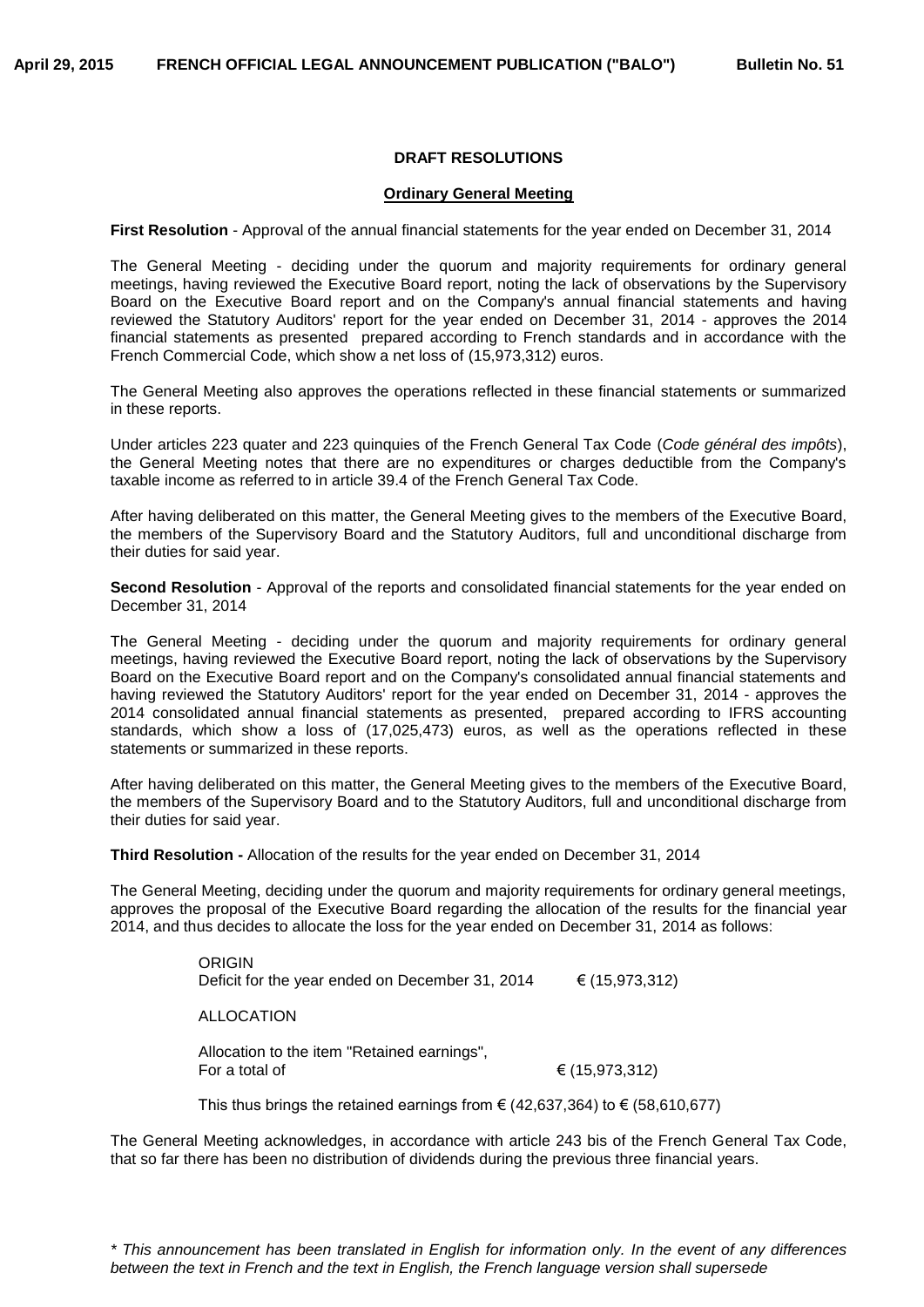## DRAFT RESOLUTIONS

### Ordinary General Meeting

**First Resolution** - Approval of the annual financial statements for the year ended on December 31, 2014

The General Meeting - deciding under the quorum and majority requirements for ordinary general meetings, having reviewed the Executive Board report, noting the lack of observations by the Supervisory Board on the Executive Board report and on the Company's annual financial statements and having reviewed the Statutory Auditors' report for the year ended on December 31, 2014 - approves the 2014 financial statements as presented prepared according to French standards and in accordance with the French Commercial Code, which show a net loss of (15,973,312) euros.

The General Meeting also approves the operations reflected in these financial statements or summarized in these reports.

Under articles 223 quater and 223 quinquies of the French General Tax Code (*Code général des impôts*), the General Meeting notes that there are no expenditures or charges deductible from the Company's taxable income as referred to in article 39.4 of the French General Tax Code.

After having deliberated on this matter, the General Meeting gives to the members of the Executive Board, the members of the Supervisory Board and the Statutory Auditors, full and unconditional discharge from their duties for said year.

**Second Resolution** - Approval of the reports and consolidated financial statements for the year ended on December 31, 2014

The General Meeting - deciding under the quorum and majority requirements for ordinary general meetings, having reviewed the Executive Board report, noting the lack of observations by the Supervisory Board on the Executive Board report and on the Company's consolidated annual financial statements and having reviewed the Statutory Auditors' report for the year ended on December 31, 2014 - approves the 2014 consolidated annual financial statements as presented, prepared according to IFRS accounting standards, which show a loss of (17,025,473) euros, as well as the operations reflected in these statements or summarized in these reports.

After having deliberated on this matter, the General Meeting gives to the members of the Executive Board, the members of the Supervisory Board and to the Statutory Auditors, full and unconditional discharge from their duties for said year.

**Third Resolution -** Allocation of the results for the year ended on December 31, 2014

The General Meeting, deciding under the quorum and majority requirements for ordinary general meetings, approves the proposal of the Executive Board regarding the allocation of the results for the financial year 2014, and thus decides to allocate the loss for the year ended on December 31, 2014 as follows:

ORIGIN
Deficit for the year ended on December 31, 2014 € (15,973,312)

ALLOCATION

Allocation to the item "Retained earnings",
For a total of € (15,973,312)

This thus brings the retained earnings from € (42,637,364) to € (58,610,677)

The General Meeting acknowledges, in accordance with article 243 bis of the French General Tax Code, that so far there has been no distribution of dividends during the previous three financial years.

*\* This announcement has been translated in English for information only. In the event of any differences between the text in French and the text in English, the French language version shall supersede*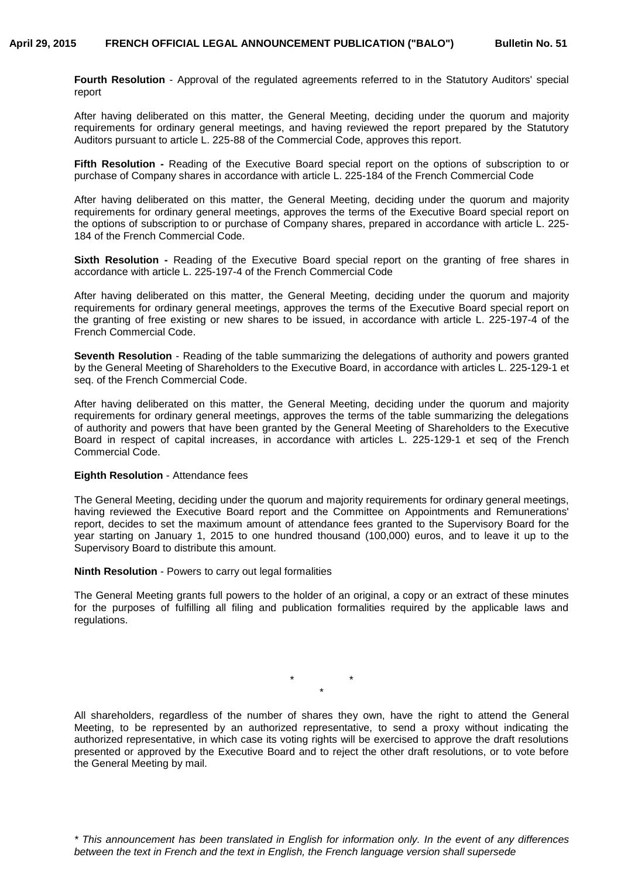**Fourth Resolution** - Approval of the regulated agreements referred to in the Statutory Auditors' special report

After having deliberated on this matter, the General Meeting, deciding under the quorum and majority requirements for ordinary general meetings, and having reviewed the report prepared by the Statutory Auditors pursuant to article L. 225-88 of the Commercial Code, approves this report.

**Fifth Resolution -** Reading of the Executive Board special report on the options of subscription to or purchase of Company shares in accordance with article L. 225-184 of the French Commercial Code

After having deliberated on this matter, the General Meeting, deciding under the quorum and majority requirements for ordinary general meetings, approves the terms of the Executive Board special report on the options of subscription to or purchase of Company shares, prepared in accordance with article L. 225-184 of the French Commercial Code.

**Sixth Resolution -** Reading of the Executive Board special report on the granting of free shares in accordance with article L. 225-197-4 of the French Commercial Code

After having deliberated on this matter, the General Meeting, deciding under the quorum and majority requirements for ordinary general meetings, approves the terms of the Executive Board special report on the granting of free existing or new shares to be issued, in accordance with article L. 225-197-4 of the French Commercial Code.

**Seventh Resolution** - Reading of the table summarizing the delegations of authority and powers granted by the General Meeting of Shareholders to the Executive Board, in accordance with articles L. 225-129-1 et seq. of the French Commercial Code.

After having deliberated on this matter, the General Meeting, deciding under the quorum and majority requirements for ordinary general meetings, approves the terms of the table summarizing the delegations of authority and powers that have been granted by the General Meeting of Shareholders to the Executive Board in respect of capital increases, in accordance with articles L. 225-129-1 et seq of the French Commercial Code.

**Eighth Resolution** - Attendance fees

The General Meeting, deciding under the quorum and majority requirements for ordinary general meetings, having reviewed the Executive Board report and the Committee on Appointments and Remunerations' report, decides to set the maximum amount of attendance fees granted to the Supervisory Board for the year starting on January 1, 2015 to one hundred thousand (100,000) euros, and to leave it up to the Supervisory Board to distribute this amount.

**Ninth Resolution** - Powers to carry out legal formalities

The General Meeting grants full powers to the holder of an original, a copy or an extract of these minutes for the purposes of fulfilling all filing and publication formalities required by the applicable laws and regulations.

\* \*
\*

All shareholders, regardless of the number of shares they own, have the right to attend the General Meeting, to be represented by an authorized representative, to send a proxy without indicating the authorized representative, in which case its voting rights will be exercised to approve the draft resolutions presented or approved by the Executive Board and to reject the other draft resolutions, or to vote before the General Meeting by mail.

*\* This announcement has been translated in English for information only. In the event of any differences between the text in French and the text in English, the French language version shall supersede*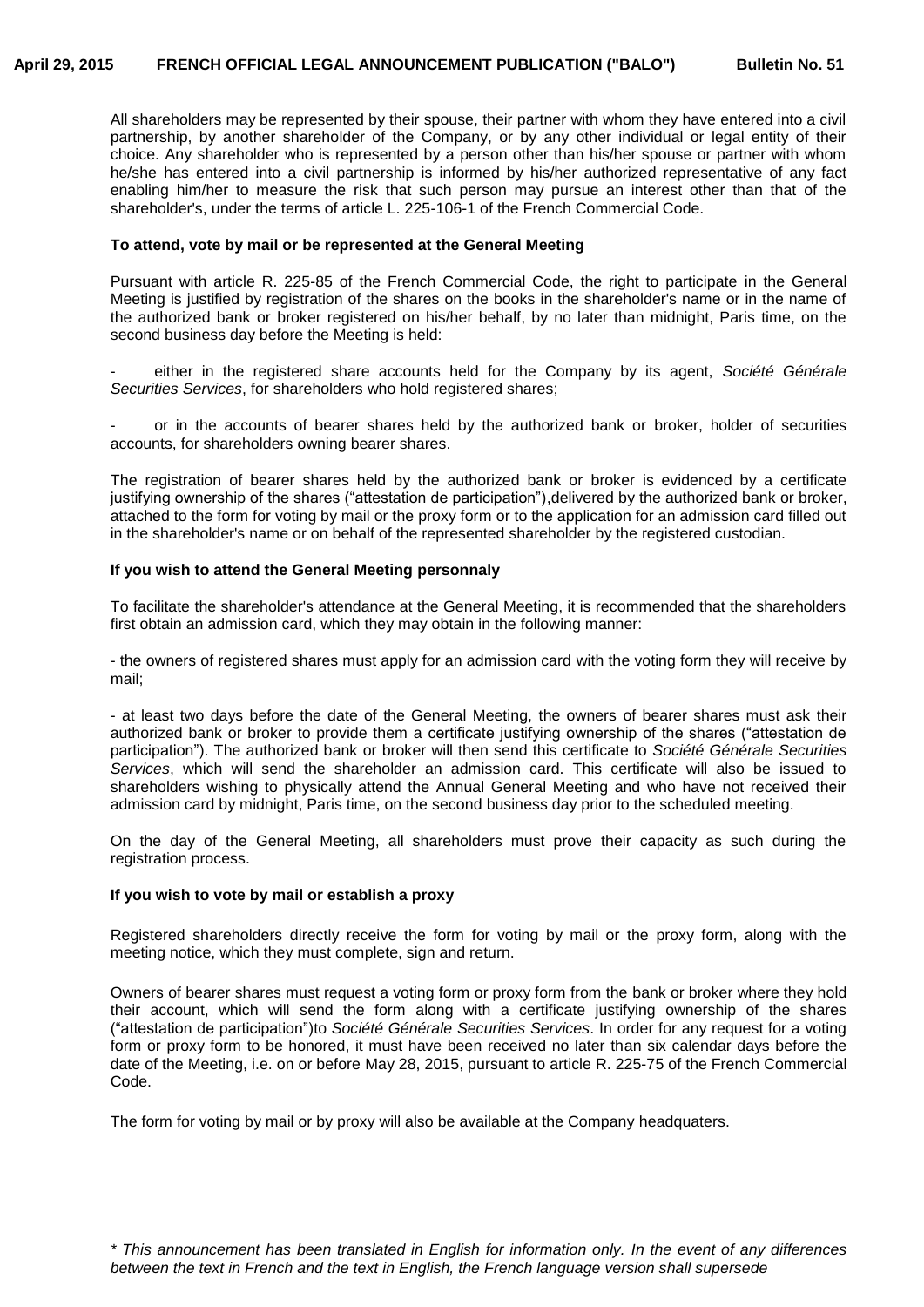All shareholders may be represented by their spouse, their partner with whom they have entered into a civil partnership, by another shareholder of the Company, or by any other individual or legal entity of their choice. Any shareholder who is represented by a person other than his/her spouse or partner with whom he/she has entered into a civil partnership is informed by his/her authorized representative of any fact enabling him/her to measure the risk that such person may pursue an interest other than that of the shareholder's, under the terms of article L. 225-106-1 of the French Commercial Code.

**To attend, vote by mail or be represented at the General Meeting**

Pursuant with article R. 225-85 of the French Commercial Code, the right to participate in the General Meeting is justified by registration of the shares on the books in the shareholder's name or in the name of the authorized bank or broker registered on his/her behalf, by no later than midnight, Paris time, on the second business day before the Meeting is held:

- either in the registered share accounts held for the Company by its agent, *Société Générale Securities Services*, for shareholders who hold registered shares;

- or in the accounts of bearer shares held by the authorized bank or broker, holder of securities accounts, for shareholders owning bearer shares.

The registration of bearer shares held by the authorized bank or broker is evidenced by a certificate justifying ownership of the shares ("attestation de participation"),delivered by the authorized bank or broker, attached to the form for voting by mail or the proxy form or to the application for an admission card filled out in the shareholder's name or on behalf of the represented shareholder by the registered custodian.

**If you wish to attend the General Meeting personnaly**

To facilitate the shareholder's attendance at the General Meeting, it is recommended that the shareholders first obtain an admission card, which they may obtain in the following manner:

- the owners of registered shares must apply for an admission card with the voting form they will receive by mail;

- at least two days before the date of the General Meeting, the owners of bearer shares must ask their authorized bank or broker to provide them a certificate justifying ownership of the shares ("attestation de participation"). The authorized bank or broker will then send this certificate to *Société Générale Securities Services*, which will send the shareholder an admission card. This certificate will also be issued to shareholders wishing to physically attend the Annual General Meeting and who have not received their admission card by midnight, Paris time, on the second business day prior to the scheduled meeting.

On the day of the General Meeting, all shareholders must prove their capacity as such during the registration process.

**If you wish to vote by mail or establish a proxy**

Registered shareholders directly receive the form for voting by mail or the proxy form, along with the meeting notice, which they must complete, sign and return.

Owners of bearer shares must request a voting form or proxy form from the bank or broker where they hold their account, which will send the form along with a certificate justifying ownership of the shares ("attestation de participation")to *Société Générale Securities Services*. In order for any request for a voting form or proxy form to be honored, it must have been received no later than six calendar days before the date of the Meeting, i.e. on or before May 28, 2015, pursuant to article R. 225-75 of the French Commercial Code.

The form for voting by mail or by proxy will also be available at the Company headquaters.

*\* This announcement has been translated in English for information only. In the event of any differences between the text in French and the text in English, the French language version shall supersede*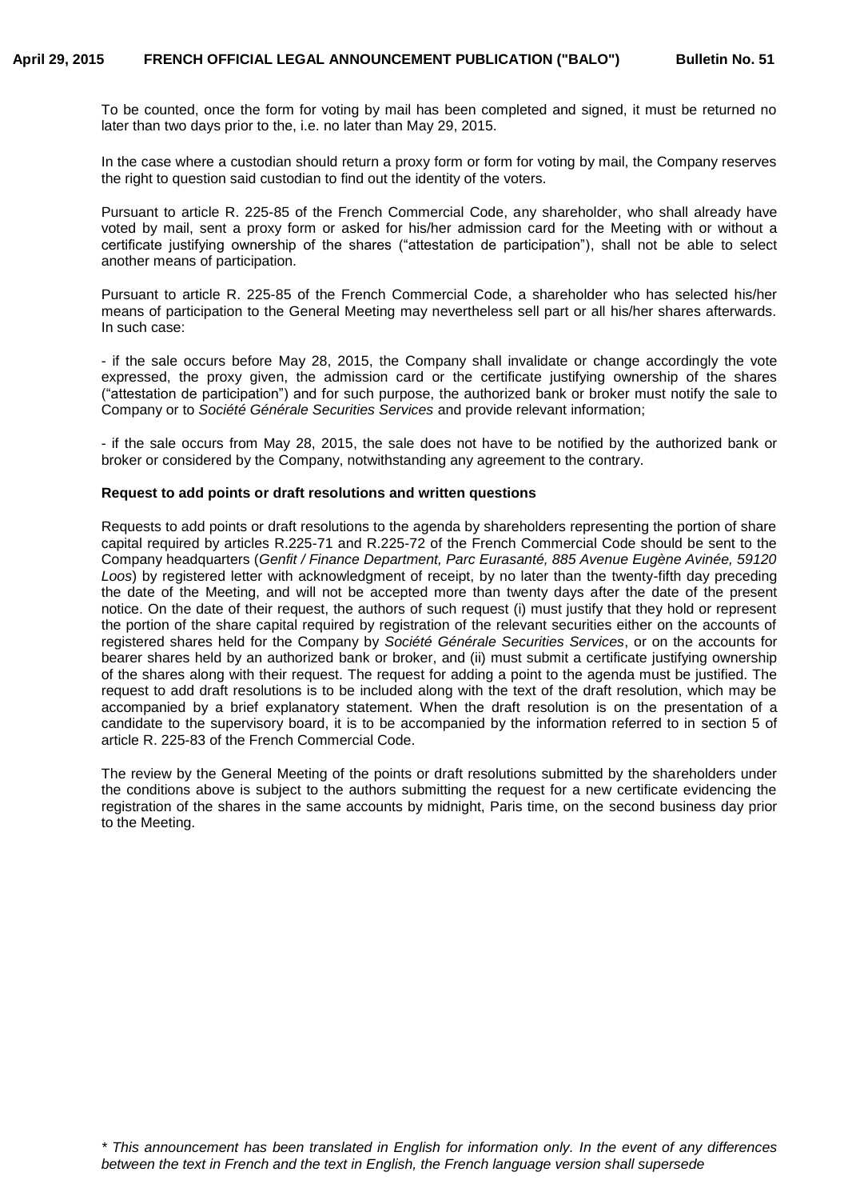To be counted, once the form for voting by mail has been completed and signed, it must be returned no later than two days prior to the, i.e. no later than May 29, 2015.

In the case where a custodian should return a proxy form or form for voting by mail, the Company reserves the right to question said custodian to find out the identity of the voters.

Pursuant to article R. 225-85 of the French Commercial Code, any shareholder, who shall already have voted by mail, sent a proxy form or asked for his/her admission card for the Meeting with or without a certificate justifying ownership of the shares ("attestation de participation"), shall not be able to select another means of participation.

Pursuant to article R. 225-85 of the French Commercial Code, a shareholder who has selected his/her means of participation to the General Meeting may nevertheless sell part or all his/her shares afterwards. In such case:

- if the sale occurs before May 28, 2015, the Company shall invalidate or change accordingly the vote expressed, the proxy given, the admission card or the certificate justifying ownership of the shares ("attestation de participation") and for such purpose, the authorized bank or broker must notify the sale to Company or to *Société Générale Securities Services* and provide relevant information;

- if the sale occurs from May 28, 2015, the sale does not have to be notified by the authorized bank or broker or considered by the Company, notwithstanding any agreement to the contrary.

**Request to add points or draft resolutions and written questions**

Requests to add points or draft resolutions to the agenda by shareholders representing the portion of share capital required by articles R.225-71 and R.225-72 of the French Commercial Code should be sent to the Company headquarters (*Genfit / Finance Department, Parc Eurasanté, 885 Avenue Eugène Avinée, 59120 Loos*) by registered letter with acknowledgment of receipt, by no later than the twenty-fifth day preceding the date of the Meeting, and will not be accepted more than twenty days after the date of the present notice. On the date of their request, the authors of such request (i) must justify that they hold or represent the portion of the share capital required by registration of the relevant securities either on the accounts of registered shares held for the Company by *Société Générale Securities Services*, or on the accounts for bearer shares held by an authorized bank or broker, and (ii) must submit a certificate justifying ownership of the shares along with their request. The request for adding a point to the agenda must be justified. The request to add draft resolutions is to be included along with the text of the draft resolution, which may be accompanied by a brief explanatory statement. When the draft resolution is on the presentation of a candidate to the supervisory board, it is to be accompanied by the information referred to in section 5 of article R. 225-83 of the French Commercial Code.

The review by the General Meeting of the points or draft resolutions submitted by the shareholders under the conditions above is subject to the authors submitting the request for a new certificate evidencing the registration of the shares in the same accounts by midnight, Paris time, on the second business day prior to the Meeting.

*\* This announcement has been translated in English for information only. In the event of any differences between the text in French and the text in English, the French language version shall supersede*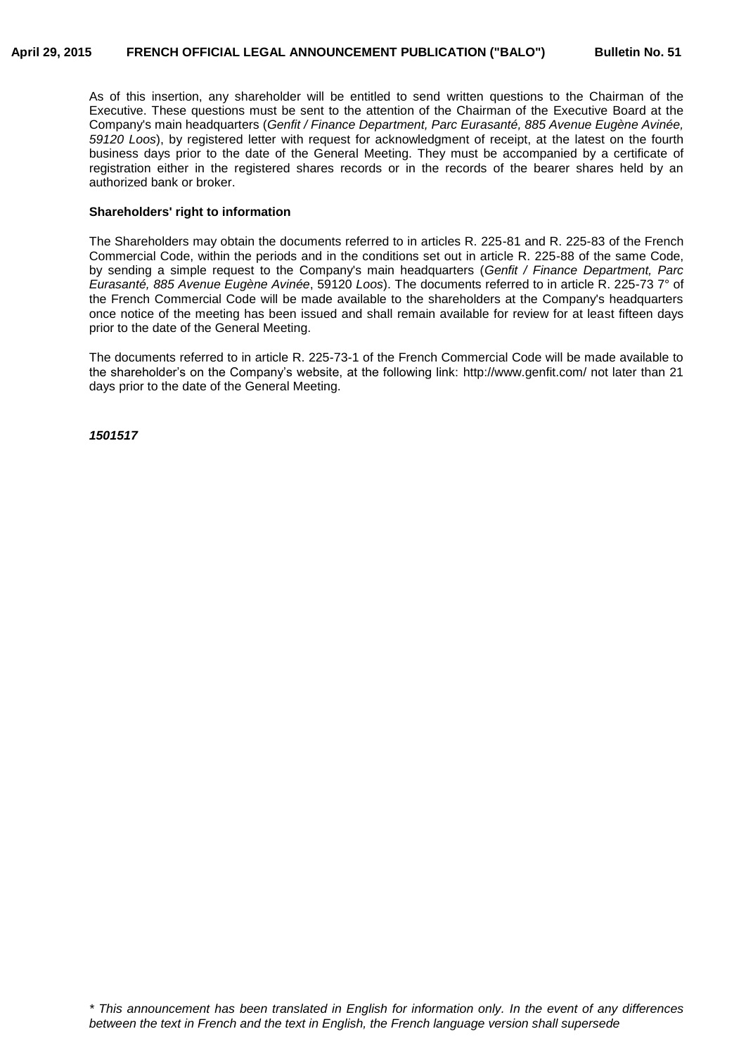As of this insertion, any shareholder will be entitled to send written questions to the Chairman of the Executive. These questions must be sent to the attention of the Chairman of the Executive Board at the Company's main headquarters (*Genfit / Finance Department, Parc Eurasanté, 885 Avenue Eugène Avinée, 59120 Loos*), by registered letter with request for acknowledgment of receipt, at the latest on the fourth business days prior to the date of the General Meeting. They must be accompanied by a certificate of registration either in the registered shares records or in the records of the bearer shares held by an authorized bank or broker.

**Shareholders' right to information**

The Shareholders may obtain the documents referred to in articles R. 225-81 and R. 225-83 of the French Commercial Code, within the periods and in the conditions set out in article R. 225-88 of the same Code, by sending a simple request to the Company's main headquarters (*Genfit / Finance Department, Parc Eurasanté, 885 Avenue Eugène Avinée*, 59120 *Loos*). The documents referred to in article R. 225-73 7° of the French Commercial Code will be made available to the shareholders at the Company's headquarters once notice of the meeting has been issued and shall remain available for review for at least fifteen days prior to the date of the General Meeting.

The documents referred to in article R. 225-73-1 of the French Commercial Code will be made available to the shareholder's on the Company's website, at the following link: http://www.genfit.com/ not later than 21 days prior to the date of the General Meeting.

***1501517***

*\* This announcement has been translated in English for information only. In the event of any differences between the text in French and the text in English, the French language version shall supersede*